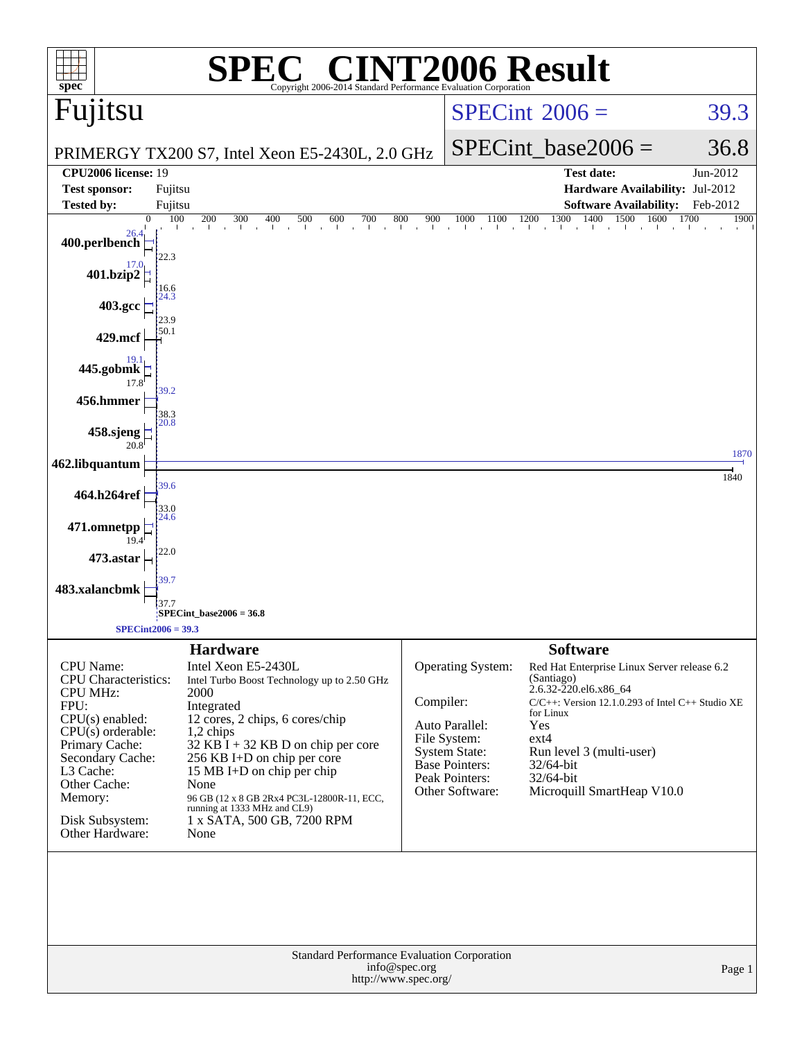# SPEC® CINT2006 Result

Copyright 2006-2014 Standard Performance Evaluation Corporation

## Fujitsu

PRIMERGY TX200 S7, Intel Xeon E5-2430L, 2.0 GHz

SPECint 2006 = 39.3

SPECint_base2006 = 36.8

| | | | |
|---|---|---|---|
| **CPU2006 license:** | 19 | **Test date:** | Jun-2012 |
| **Test sponsor:** | Fujitsu | **Hardware Availability:** | Jul-2012 |
| **Tested by:** | Fujitsu | **Software Availability:** | Feb-2012 |

| Benchmark | Peak | Base |
|---|---|---|
| 400.perlbench | 26.4 | 22.3 |
| 401.bzip2 | 17.0 | 16.6 |
| 403.gcc | 24.3 | 23.9 |
| 429.mcf | 50.1 | |
| 445.gobmk | 19.1 | 17.8 |
| 456.hmmer | 39.2 | 38.3 |
| 458.sjeng | 20.8 | 20.8 |
| 462.libquantum | 1870 | 1840 |
| 464.h264ref | 39.6 | 33.0 |
| 471.omnetpp | 24.6 | 19.4 |
| 473.astar | 22.0 | |
| 483.xalancbmk | 39.7 | 37.7 |

SPECint_base2006 = 36.8

SPECint2006 = 39.3

## Hardware

| | |
|---|---|
| CPU Name: | Intel Xeon E5-2430L |
| CPU Characteristics: | Intel Turbo Boost Technology up to 2.50 GHz |
| CPU MHz: | 2000 |
| FPU: | Integrated |
| CPU(s) enabled: | 12 cores, 2 chips, 6 cores/chip |
| CPU(s) orderable: | 1,2 chips |
| Primary Cache: | 32 KB I + 32 KB D on chip per core |
| Secondary Cache: | 256 KB I+D on chip per core |
| L3 Cache: | 15 MB I+D on chip per chip |
| Other Cache: | None |
| Memory: | 96 GB (12 x 8 GB 2Rx4 PC3L-12800R-11, ECC, running at 1333 MHz and CL9) |
| Disk Subsystem: | 1 x SATA, 500 GB, 7200 RPM |
| Other Hardware: | None |

## Software

| | |
|---|---|
| Operating System: | Red Hat Enterprise Linux Server release 6.2 (Santiago) 2.6.32-220.el6.x86_64 |
| Compiler: | C/C++: Version 12.1.0.293 of Intel C++ Studio XE for Linux |
| Auto Parallel: | Yes |
| File System: | ext4 |
| System State: | Run level 3 (multi-user) |
| Base Pointers: | 32/64-bit |
| Peak Pointers: | 32/64-bit |
| Other Software: | Microquill SmartHeap V10.0 |

Standard Performance Evaluation Corporation
info@spec.org
http://www.spec.org/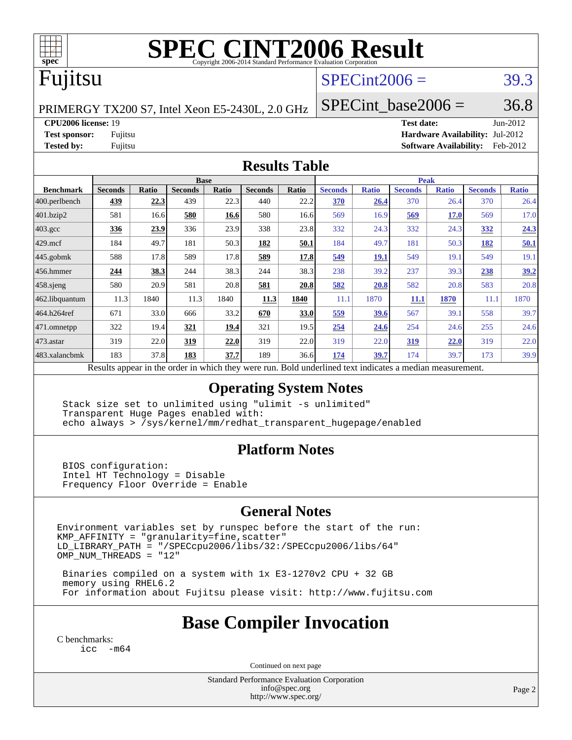# SPEC CINT2006 Result

Copyright 2006-2014 Standard Performance Evaluation Corporation

## Fujitsu

PRIMERGY TX200 S7, Intel Xeon E5-2430L, 2.0 GHz

SPECint2006 = 39.3

SPECint_base2006 = 36.8

**CPU2006 license:** 19
**Test sponsor:** Fujitsu
**Tested by:** Fujitsu

**Test date:** Jun-2012
**Hardware Availability:** Jul-2012
**Software Availability:** Feb-2012

## Results Table

| Benchmark | Base | | | | | | Peak | | | | | |
|---|---|---|---|---|---|---|---|---|---|---|---|---|
| | Seconds | Ratio | Seconds | Ratio | Seconds | Ratio | Seconds | Ratio | Seconds | Ratio | Seconds | Ratio |
| 400.perlbench | **439** | **22.3** | 439 | 22.3 | 440 | 22.2 | **370** | **26.4** | 370 | 26.4 | 370 | 26.4 |
| 401.bzip2 | 581 | 16.6 | **580** | **16.6** | 580 | 16.6 | 569 | 16.9 | **569** | **17.0** | 569 | 17.0 |
| 403.gcc | **336** | **23.9** | 336 | 23.9 | 338 | 23.8 | 332 | 24.3 | 332 | 24.3 | **332** | **24.3** |
| 429.mcf | 184 | 49.7 | 181 | 50.3 | **182** | **50.1** | 184 | 49.7 | 181 | 50.3 | **182** | **50.1** |
| 445.gobmk | 588 | 17.8 | 589 | 17.8 | **589** | **17.8** | **549** | **19.1** | 549 | 19.1 | 549 | 19.1 |
| 456.hmmer | **244** | **38.3** | 244 | 38.3 | 244 | 38.3 | 238 | 39.2 | 237 | 39.3 | **238** | **39.2** |
| 458.sjeng | 580 | 20.9 | 581 | 20.8 | **581** | **20.8** | **582** | **20.8** | 582 | 20.8 | 583 | 20.8 |
| 462.libquantum | 11.3 | 1840 | 11.3 | 1840 | **11.3** | **1840** | 11.1 | 1870 | **11.1** | **1870** | 11.1 | 1870 |
| 464.h264ref | 671 | 33.0 | 666 | 33.2 | **670** | **33.0** | **559** | **39.6** | 567 | 39.1 | 558 | 39.7 |
| 471.omnetpp | 322 | 19.4 | **321** | **19.4** | 321 | 19.5 | **254** | **24.6** | 254 | 24.6 | 255 | 24.6 |
| 473.astar | 319 | 22.0 | **319** | **22.0** | 319 | 22.0 | 319 | 22.0 | **319** | **22.0** | 319 | 22.0 |
| 483.xalancbmk | 183 | 37.8 | **183** | **37.7** | 189 | 36.6 | **174** | **39.7** | 174 | 39.7 | 173 | 39.9 |

Results appear in the order in which they were run. Bold underlined text indicates a median measurement.

## Operating System Notes

```
Stack size set to unlimited using "ulimit -s unlimited"
Transparent Huge Pages enabled with:
echo always > /sys/kernel/mm/redhat_transparent_hugepage/enabled
```

## Platform Notes

```
BIOS configuration:
Intel HT Technology = Disable
Frequency Floor Override = Enable
```

## General Notes

```
Environment variables set by runspec before the start of the run:
KMP_AFFINITY = "granularity=fine,scatter"
LD_LIBRARY_PATH = "/SPECcpu2006/libs/32:/SPECcpu2006/libs/64"
OMP_NUM_THREADS = "12"

Binaries compiled on a system with 1x E3-1270v2 CPU + 32 GB
memory using RHEL6.2
For information about Fujitsu please visit: http://www.fujitsu.com
```

## Base Compiler Invocation

C benchmarks:
```
icc  -m64
```

Continued on next page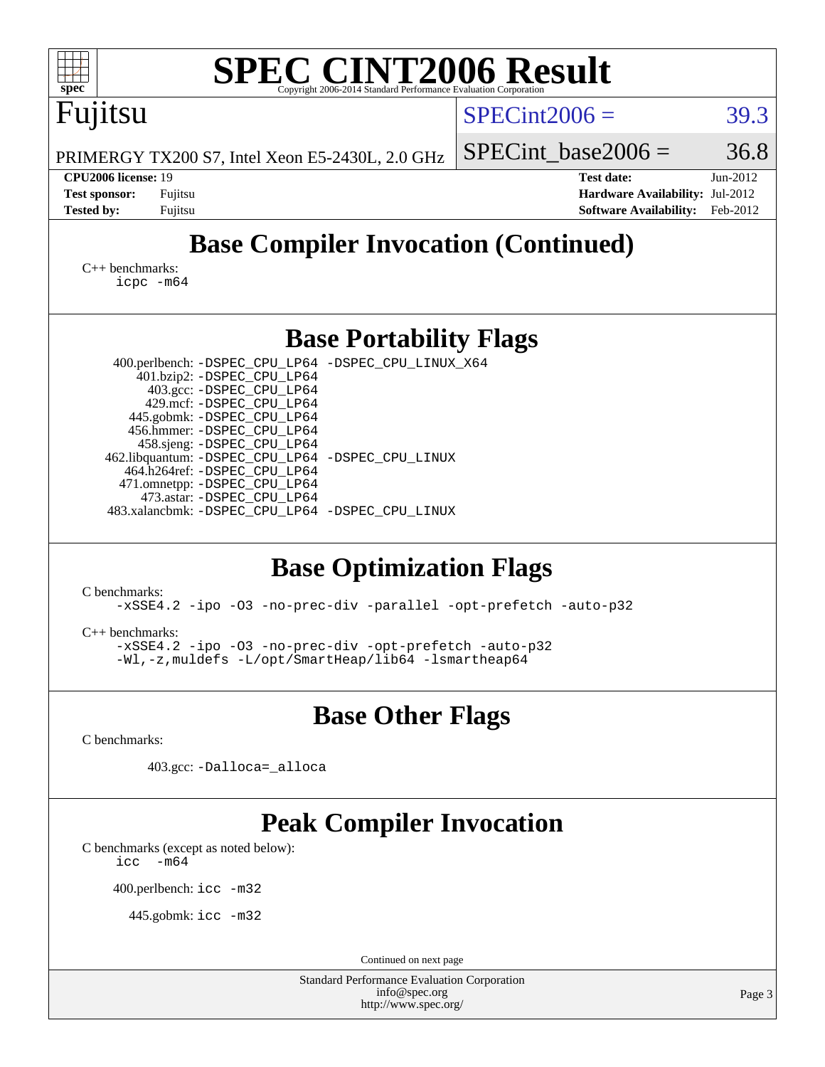# SPEC CINT2006 Result

Copyright 2006-2014 Standard Performance Evaluation Corporation

## Fujitsu

PRIMERGY TX200 S7, Intel Xeon E5-2430L, 2.0 GHz

SPECint2006 = 39.3

SPECint_base2006 = 36.8

**CPU2006 license:** 19
**Test sponsor:** Fujitsu
**Tested by:** Fujitsu

**Test date:** Jun-2012
**Hardware Availability:** Jul-2012
**Software Availability:** Feb-2012

## Base Compiler Invocation (Continued)

C++ benchmarks:
```
icpc -m64
```

## Base Portability Flags

| Benchmark | Flags |
|---|---|
| 400.perlbench: | -DSPEC_CPU_LP64 -DSPEC_CPU_LINUX_X64 |
| 401.bzip2: | -DSPEC_CPU_LP64 |
| 403.gcc: | -DSPEC_CPU_LP64 |
| 429.mcf: | -DSPEC_CPU_LP64 |
| 445.gobmk: | -DSPEC_CPU_LP64 |
| 456.hmmer: | -DSPEC_CPU_LP64 |
| 458.sjeng: | -DSPEC_CPU_LP64 |
| 462.libquantum: | -DSPEC_CPU_LP64 -DSPEC_CPU_LINUX |
| 464.h264ref: | -DSPEC_CPU_LP64 |
| 471.omnetpp: | -DSPEC_CPU_LP64 |
| 473.astar: | -DSPEC_CPU_LP64 |
| 483.xalancbmk: | -DSPEC_CPU_LP64 -DSPEC_CPU_LINUX |

## Base Optimization Flags

C benchmarks:
```
-xSSE4.2 -ipo -O3 -no-prec-div -parallel -opt-prefetch -auto-p32
```

C++ benchmarks:
```
-xSSE4.2 -ipo -O3 -no-prec-div -opt-prefetch -auto-p32
-Wl,-z,muldefs -L/opt/SmartHeap/lib64 -lsmartheap64
```

## Base Other Flags

C benchmarks:

403.gcc: `-Dalloca=_alloca`

## Peak Compiler Invocation

C benchmarks (except as noted below):
```
icc -m64
```

400.perlbench: `icc -m32`

445.gobmk: `icc -m32`

Continued on next page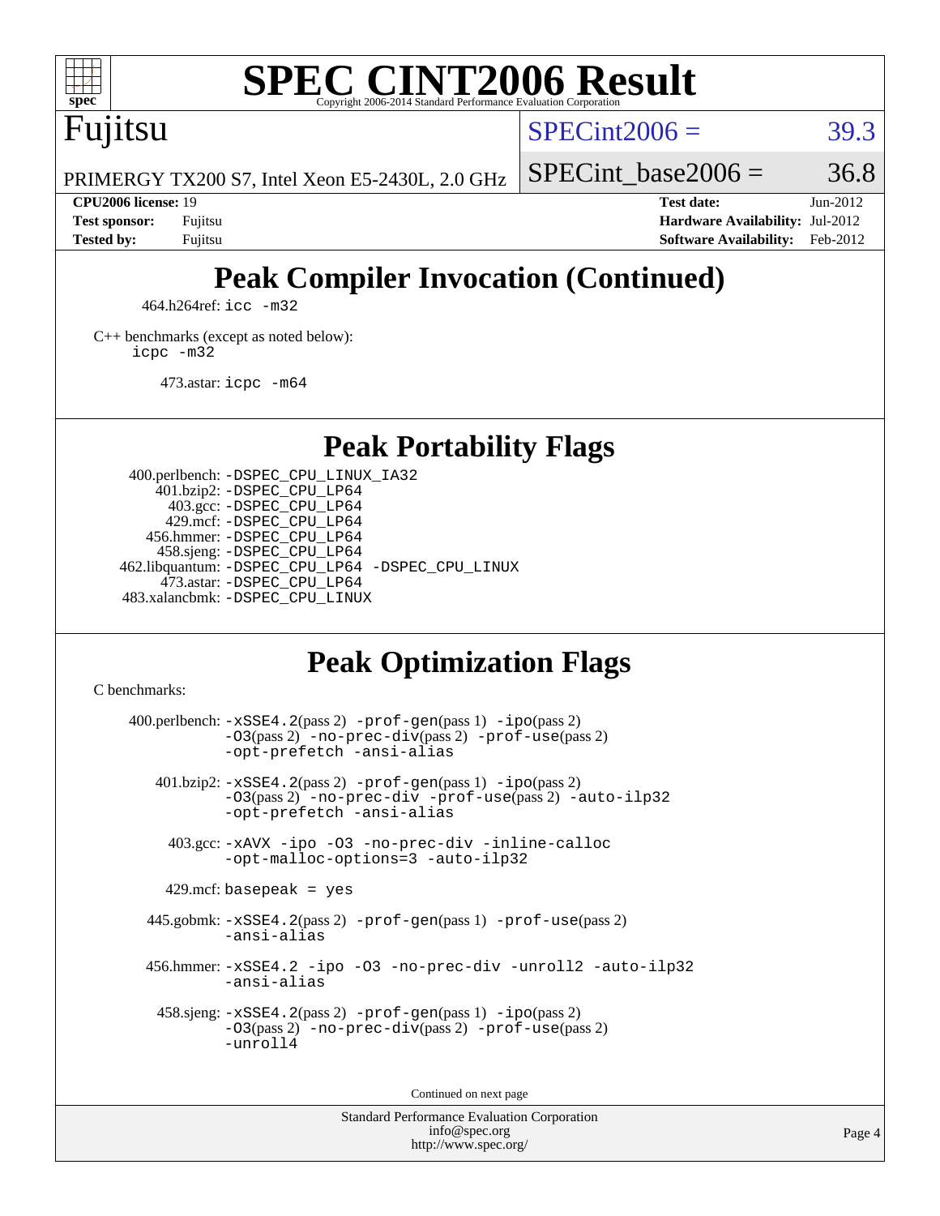# SPEC CINT2006 Result

Fujitsu

PRIMERGY TX200 S7, Intel Xeon E5-2430L, 2.0 GHz

SPECint2006 = 39.3

SPECint_base2006 = 36.8

**CPU2006 license:** 19
**Test sponsor:** Fujitsu
**Tested by:** Fujitsu

**Test date:** Jun-2012
**Hardware Availability:** Jul-2012
**Software Availability:** Feb-2012

## Peak Compiler Invocation (Continued)

464.h264ref: `icc -m32`

C++ benchmarks (except as noted below):
`icpc -m32`

473.astar: `icpc -m64`

## Peak Portability Flags

400.perlbench: `-DSPEC_CPU_LINUX_IA32`
401.bzip2: `-DSPEC_CPU_LP64`
403.gcc: `-DSPEC_CPU_LP64`
429.mcf: `-DSPEC_CPU_LP64`
456.hmmer: `-DSPEC_CPU_LP64`
458.sjeng: `-DSPEC_CPU_LP64`
462.libquantum: `-DSPEC_CPU_LP64 -DSPEC_CPU_LINUX`
473.astar: `-DSPEC_CPU_LP64`
483.xalancbmk: `-DSPEC_CPU_LINUX`

## Peak Optimization Flags

C benchmarks:

400.perlbench: `-xSSE4.2`(pass 2) `-prof-gen`(pass 1) `-ipo`(pass 2) `-O3`(pass 2) `-no-prec-div`(pass 2) `-prof-use`(pass 2) `-opt-prefetch -ansi-alias`

401.bzip2: `-xSSE4.2`(pass 2) `-prof-gen`(pass 1) `-ipo`(pass 2) `-O3`(pass 2) `-no-prec-div -prof-use`(pass 2) `-auto-ilp32 -opt-prefetch -ansi-alias`

403.gcc: `-xAVX -ipo -O3 -no-prec-div -inline-calloc -opt-malloc-options=3 -auto-ilp32`

429.mcf: `basepeak = yes`

445.gobmk: `-xSSE4.2`(pass 2) `-prof-gen`(pass 1) `-prof-use`(pass 2) `-ansi-alias`

456.hmmer: `-xSSE4.2 -ipo -O3 -no-prec-div -unroll2 -auto-ilp32 -ansi-alias`

458.sjeng: `-xSSE4.2`(pass 2) `-prof-gen`(pass 1) `-ipo`(pass 2) `-O3`(pass 2) `-no-prec-div`(pass 2) `-prof-use`(pass 2) `-unroll4`

Continued on next page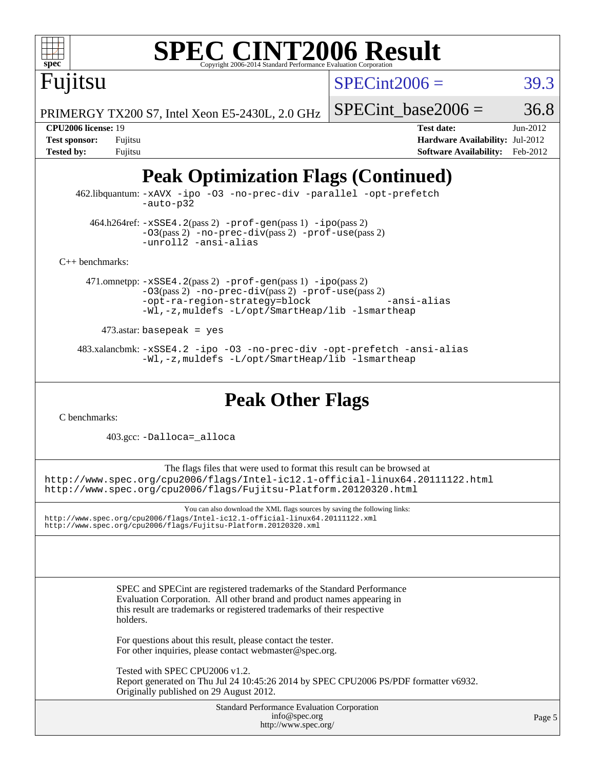# SPEC CINT2006 Result

Copyright 2006-2014 Standard Performance Evaluation Corporation

Fujitsu

PRIMERGY TX200 S7, Intel Xeon E5-2430L, 2.0 GHz

SPECint2006 = 39.3

SPECint_base2006 = 36.8

| | | | |
|---|---|---|---|
| **CPU2006 license:** 19 | | **Test date:** | Jun-2012 |
| **Test sponsor:** | Fujitsu | **Hardware Availability:** | Jul-2012 |
| **Tested by:** | Fujitsu | **Software Availability:** | Feb-2012 |

## Peak Optimization Flags (Continued)

462.libquantum: `-xAVX -ipo -O3 -no-prec-div -parallel -opt-prefetch -auto-p32`

464.h264ref: `-xSSE4.2`(pass 2) `-prof-gen`(pass 1) `-ipo`(pass 2) `-O3`(pass 2) `-no-prec-div`(pass 2) `-prof-use`(pass 2) `-unroll2 -ansi-alias`

C++ benchmarks:

471.omnetpp: `-xSSE4.2`(pass 2) `-prof-gen`(pass 1) `-ipo`(pass 2) `-O3`(pass 2) `-no-prec-div`(pass 2) `-prof-use`(pass 2) `-opt-ra-region-strategy=block -ansi-alias -Wl,-z,muldefs -L/opt/SmartHeap/lib -lsmartheap`

473.astar: `basepeak = yes`

483.xalancbmk: `-xSSE4.2 -ipo -O3 -no-prec-div -opt-prefetch -ansi-alias -Wl,-z,muldefs -L/opt/SmartHeap/lib -lsmartheap`

## Peak Other Flags

C benchmarks:

403.gcc: `-Dalloca=_alloca`

The flags files that were used to format this result can be browsed at
http://www.spec.org/cpu2006/flags/Intel-ic12.1-official-linux64.20111122.html
http://www.spec.org/cpu2006/flags/Fujitsu-Platform.20120320.html

You can also download the XML flags sources by saving the following links:
http://www.spec.org/cpu2006/flags/Intel-ic12.1-official-linux64.20111122.xml
http://www.spec.org/cpu2006/flags/Fujitsu-Platform.20120320.xml

SPEC and SPECint are registered trademarks of the Standard Performance Evaluation Corporation. All other brand and product names appearing in this result are trademarks or registered trademarks of their respective holders.

For questions about this result, please contact the tester.
For other inquiries, please contact webmaster@spec.org.

Tested with SPEC CPU2006 v1.2.
Report generated on Thu Jul 24 10:45:26 2014 by SPEC CPU2006 PS/PDF formatter v6932.
Originally published on 29 August 2012.

Standard Performance Evaluation Corporation
info@spec.org
http://www.spec.org/